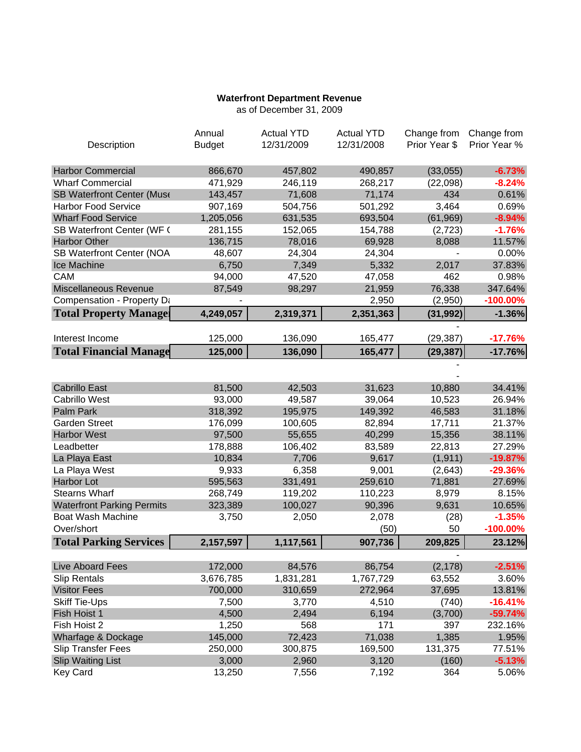**Waterfront Department Revenue**
as of December 31, 2009

| Description | Annual Budget | Actual YTD 12/31/2009 | Actual YTD 12/31/2008 | Change from Prior Year $ | Change from Prior Year % |
|---|---|---|---|---|---|
| Harbor Commercial | 866,670 | 457,802 | 490,857 | (33,055) | -6.73% |
| Wharf Commercial | 471,929 | 246,119 | 268,217 | (22,098) | -8.24% |
| SB Waterfront Center (Muse | 143,457 | 71,608 | 71,174 | 434 | 0.61% |
| Harbor Food Service | 907,169 | 504,756 | 501,292 | 3,464 | 0.69% |
| Wharf Food Service | 1,205,056 | 631,535 | 693,504 | (61,969) | -8.94% |
| SB Waterfront Center (WF ( | 281,155 | 152,065 | 154,788 | (2,723) | -1.76% |
| Harbor Other | 136,715 | 78,016 | 69,928 | 8,088 | 11.57% |
| SB Waterfront Center (NOA | 48,607 | 24,304 | 24,304 | - | 0.00% |
| Ice Machine | 6,750 | 7,349 | 5,332 | 2,017 | 37.83% |
| CAM | 94,000 | 47,520 | 47,058 | 462 | 0.98% |
| Miscellaneous Revenue | 87,549 | 98,297 | 21,959 | 76,338 | 347.64% |
| Compensation - Property Da | - | | 2,950 | (2,950) | -100.00% |
| **Total Property Manage** | **4,249,057** | **2,319,371** | **2,351,363** | **(31,992)** | **-1.36%** |
| | | | | - | |
| Interest Income | 125,000 | 136,090 | 165,477 | (29,387) | -17.76% |
| **Total Financial Manage** | **125,000** | **136,090** | **165,477** | **(29,387)** | **-17.76%** |
| | | | | - | |
| | | | | - | |
| Cabrillo East | 81,500 | 42,503 | 31,623 | 10,880 | 34.41% |
| Cabrillo West | 93,000 | 49,587 | 39,064 | 10,523 | 26.94% |
| Palm Park | 318,392 | 195,975 | 149,392 | 46,583 | 31.18% |
| Garden Street | 176,099 | 100,605 | 82,894 | 17,711 | 21.37% |
| Harbor West | 97,500 | 55,655 | 40,299 | 15,356 | 38.11% |
| Leadbetter | 178,888 | 106,402 | 83,589 | 22,813 | 27.29% |
| La Playa East | 10,834 | 7,706 | 9,617 | (1,911) | -19.87% |
| La Playa West | 9,933 | 6,358 | 9,001 | (2,643) | -29.36% |
| Harbor Lot | 595,563 | 331,491 | 259,610 | 71,881 | 27.69% |
| Stearns Wharf | 268,749 | 119,202 | 110,223 | 8,979 | 8.15% |
| Waterfront Parking Permits | 323,389 | 100,027 | 90,396 | 9,631 | 10.65% |
| Boat Wash Machine | 3,750 | 2,050 | 2,078 | (28) | -1.35% |
| Over/short | | | (50) | 50 | -100.00% |
| **Total Parking Services** | **2,157,597** | **1,117,561** | **907,736** | **209,825** | **23.12%** |
| | | | | - | |
| Live Aboard Fees | 172,000 | 84,576 | 86,754 | (2,178) | -2.51% |
| Slip Rentals | 3,676,785 | 1,831,281 | 1,767,729 | 63,552 | 3.60% |
| Visitor Fees | 700,000 | 310,659 | 272,964 | 37,695 | 13.81% |
| Skiff Tie-Ups | 7,500 | 3,770 | 4,510 | (740) | -16.41% |
| Fish Hoist 1 | 4,500 | 2,494 | 6,194 | (3,700) | -59.74% |
| Fish Hoist 2 | 1,250 | 568 | 171 | 397 | 232.16% |
| Wharfage & Dockage | 145,000 | 72,423 | 71,038 | 1,385 | 1.95% |
| Slip Transfer Fees | 250,000 | 300,875 | 169,500 | 131,375 | 77.51% |
| Slip Waiting List | 3,000 | 2,960 | 3,120 | (160) | -5.13% |
| Key Card | 13,250 | 7,556 | 7,192 | 364 | 5.06% |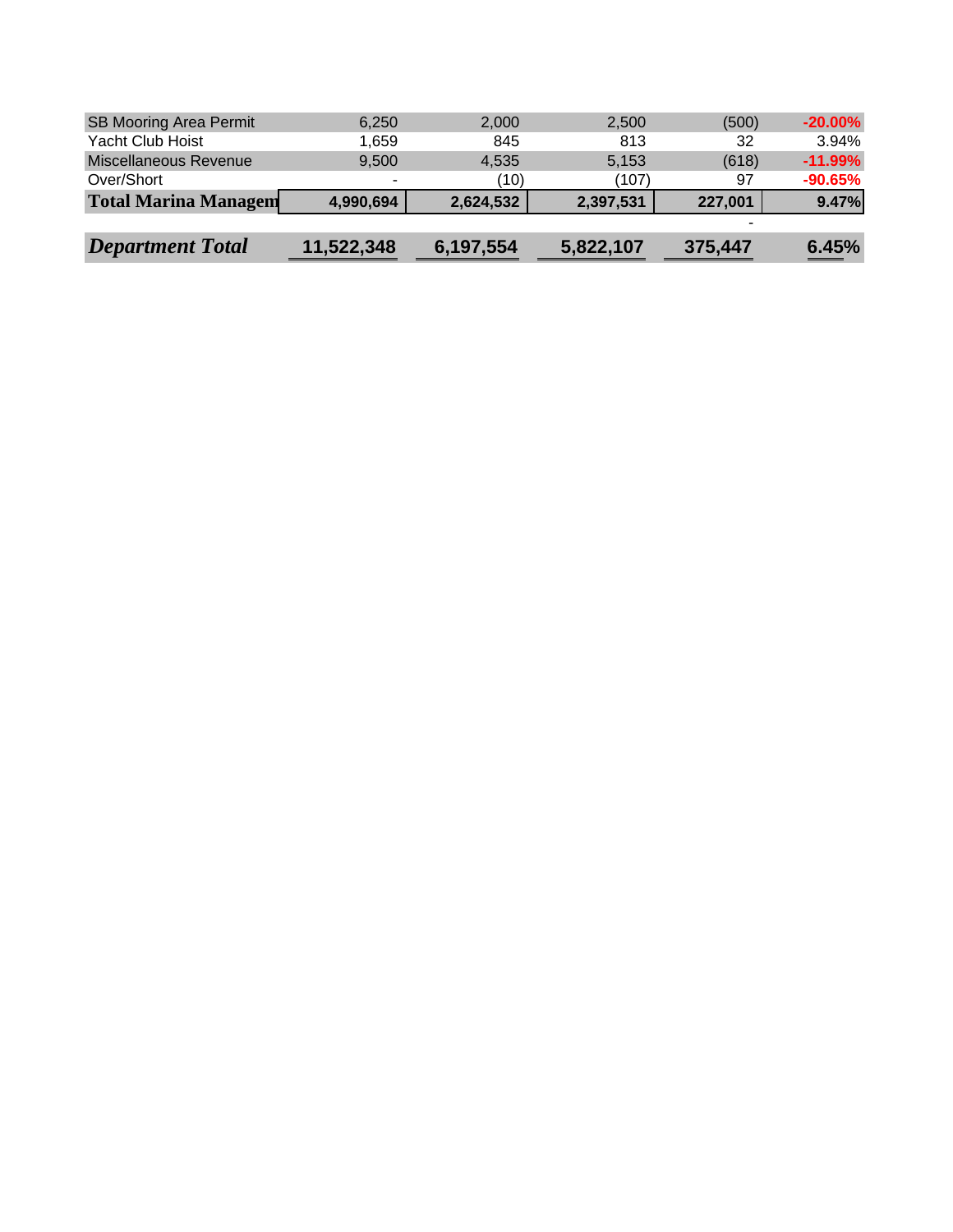| | | | | | |
|---|---|---|---|---|---|
| SB Mooring Area Permit | 6,250 | 2,000 | 2,500 | (500) | -20.00% |
| Yacht Club Hoist | 1,659 | 845 | 813 | 32 | 3.94% |
| Miscellaneous Revenue | 9,500 | 4,535 | 5,153 | (618) | -11.99% |
| Over/Short | - | (10) | (107) | 97 | -90.65% |
| **Total Marina Managem** | **4,990,694** | **2,624,532** | **2,397,531** | **227,001** | **9.47%** |
| | | | | - | |
| ***Department Total*** | **11,522,348** | **6,197,554** | **5,822,107** | **375,447** | **6.45%** |